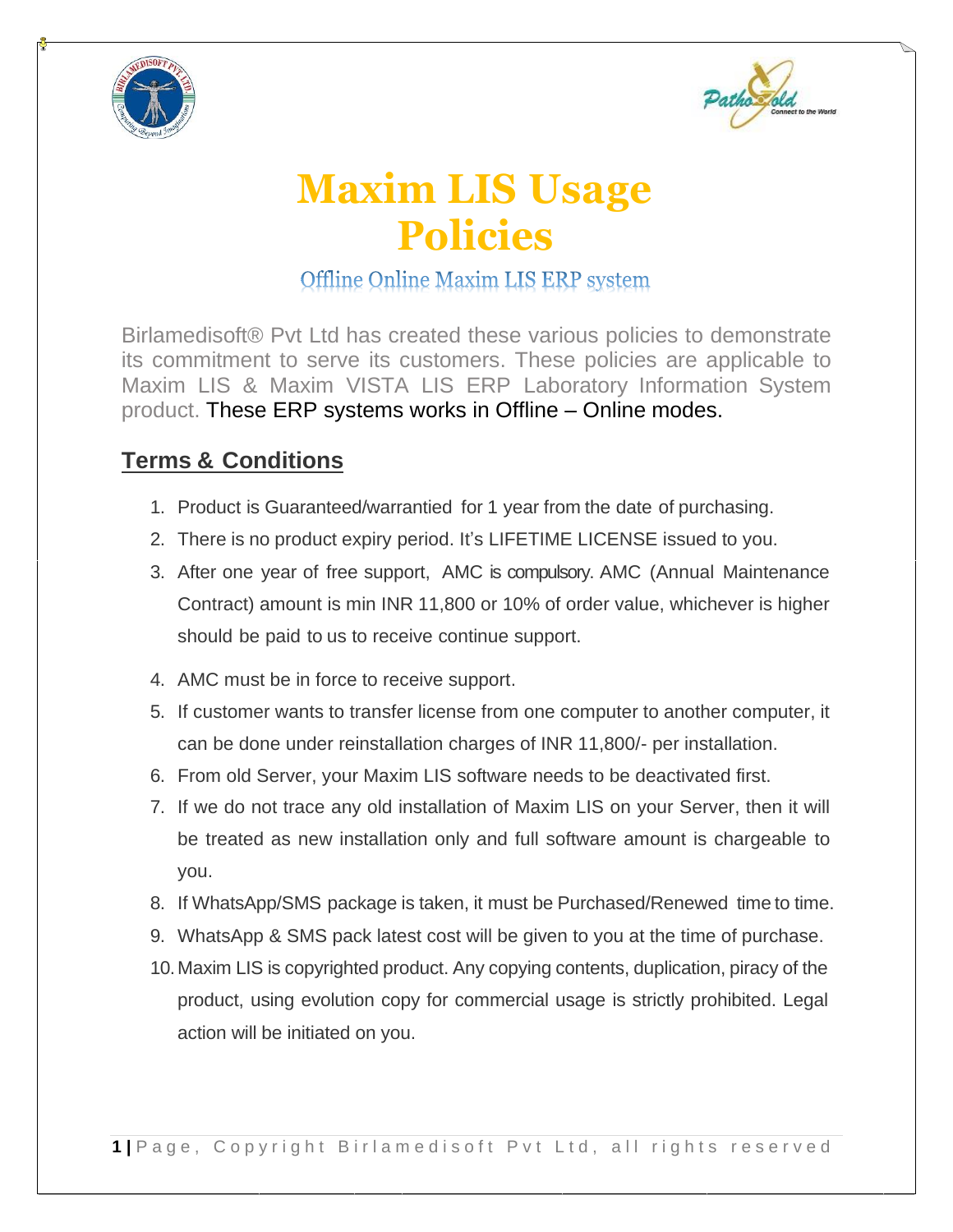# Maxim LIS Usage Policies

## Offline Online Maxim LIS ERP system

Birlamedisoft® Pvt Ltd has created these various policies to demonstrate its commitment to serve its customers. These policies are applicable to Maxim LIS & Maxim VISTA LIS ERP Laboratory Information System product. These ERP systems works in Offline – Online modes.

## Terms & Conditions

1. Product is Guaranteed/warrantied for 1 year from the date of purchasing.
2. There is no product expiry period. It's LIFETIME LICENSE issued to you.
3. After one year of free support, AMC is compulsory. AMC (Annual Maintenance Contract) amount is min INR 11,800 or 10% of order value, whichever is higher should be paid to us to receive continue support.
4. AMC must be in force to receive support.
5. If customer wants to transfer license from one computer to another computer, it can be done under reinstallation charges of INR 11,800/- per installation.
6. From old Server, your Maxim LIS software needs to be deactivated first.
7. If we do not trace any old installation of Maxim LIS on your Server, then it will be treated as new installation only and full software amount is chargeable to you.
8. If WhatsApp/SMS package is taken, it must be Purchased/Renewed time to time.
9. WhatsApp & SMS pack latest cost will be given to you at the time of purchase.
10. Maxim LIS is copyrighted product. Any copying contents, duplication, piracy of the product, using evolution copy for commercial usage is strictly prohibited. Legal action will be initiated on you.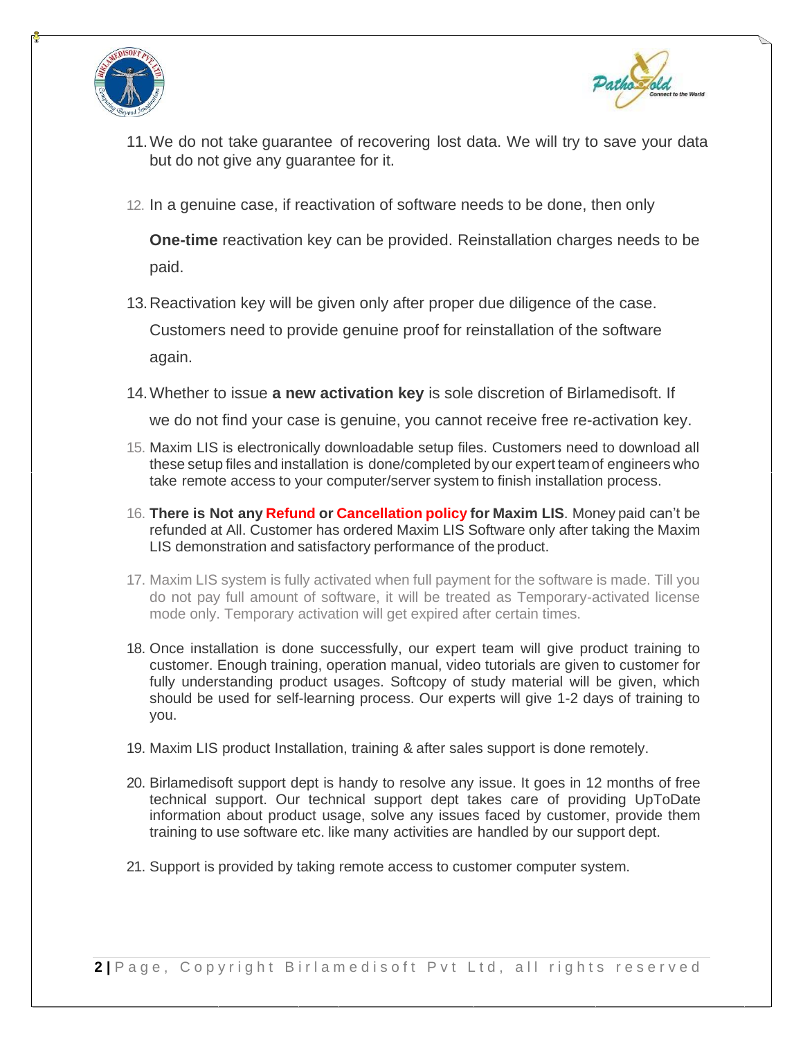11. We do not take guarantee of recovering lost data. We will try to save your data but do not give any guarantee for it.

12. In a genuine case, if reactivation of software needs to be done, then only **One-time** reactivation key can be provided. Reinstallation charges needs to be paid.

13. Reactivation key will be given only after proper due diligence of the case. Customers need to provide genuine proof for reinstallation of the software again.

14. Whether to issue **a new activation key** is sole discretion of Birlamedisoft. If we do not find your case is genuine, you cannot receive free re-activation key.

15. Maxim LIS is electronically downloadable setup files. Customers need to download all these setup files and installation is done/completed by our expert team of engineers who take remote access to your computer/server system to finish installation process.

16. **There is Not any Refund or Cancellation policy for Maxim LIS**. Money paid can't be refunded at All. Customer has ordered Maxim LIS Software only after taking the Maxim LIS demonstration and satisfactory performance of the product.

17. Maxim LIS system is fully activated when full payment for the software is made. Till you do not pay full amount of software, it will be treated as Temporary-activated license mode only. Temporary activation will get expired after certain times.

18. Once installation is done successfully, our expert team will give product training to customer. Enough training, operation manual, video tutorials are given to customer for fully understanding product usages. Softcopy of study material will be given, which should be used for self-learning process. Our experts will give 1-2 days of training to you.

19. Maxim LIS product Installation, training & after sales support is done remotely.

20. Birlamedisoft support dept is handy to resolve any issue. It goes in 12 months of free technical support. Our technical support dept takes care of providing UpToDate information about product usage, solve any issues faced by customer, provide them training to use software etc. like many activities are handled by our support dept.

21. Support is provided by taking remote access to customer computer system.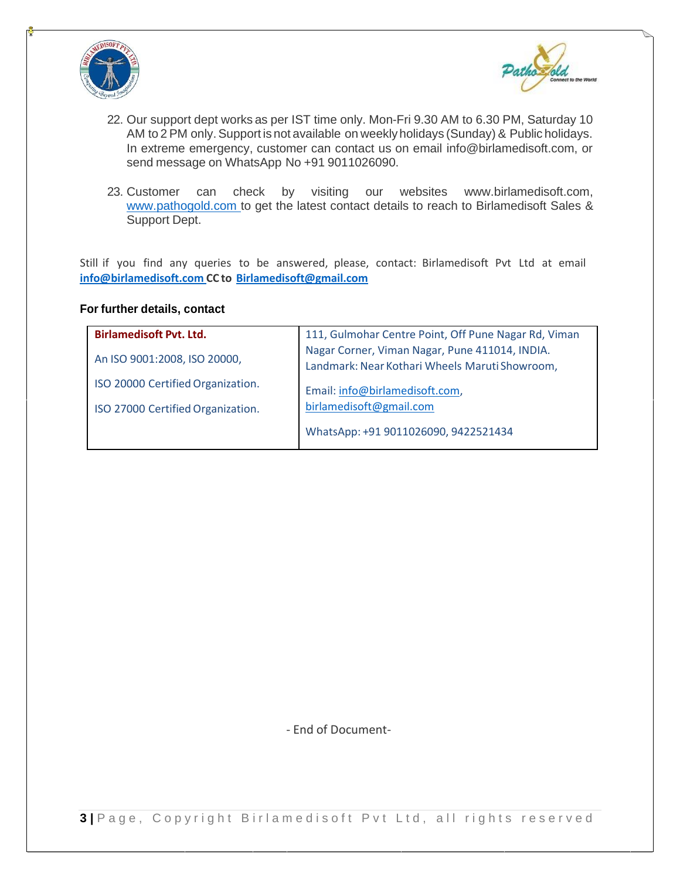22. Our support dept works as per IST time only. Mon-Fri 9.30 AM to 6.30 PM, Saturday 10 AM to 2 PM only. Support is not available on weekly holidays (Sunday) & Public holidays. In extreme emergency, customer can contact us on email info@birlamedisoft.com, or send message on WhatsApp No +91 9011026090.

23. Customer can check by visiting our websites www.birlamedisoft.com, www.pathogold.com to get the latest contact details to reach to Birlamedisoft Sales & Support Dept.

Still if you find any queries to be answered, please, contact: Birlamedisoft Pvt Ltd at email **info@birlamedisoft.com CC to Birlamedisoft@gmail.com**

**For further details, contact**

| | |
|---|---|
| **Birlamedisoft Pvt. Ltd.**<br>An ISO 9001:2008, ISO 20000,<br>ISO 20000 Certified Organization.<br>ISO 27000 Certified Organization. | 111, Gulmohar Centre Point, Off Pune Nagar Rd, Viman Nagar Corner, Viman Nagar, Pune 411014, INDIA. Landmark: Near Kothari Wheels Maruti Showroom,<br>Email: info@birlamedisoft.com, birlamedisoft@gmail.com<br>WhatsApp: +91 9011026090, 9422521434 |

- End of Document-